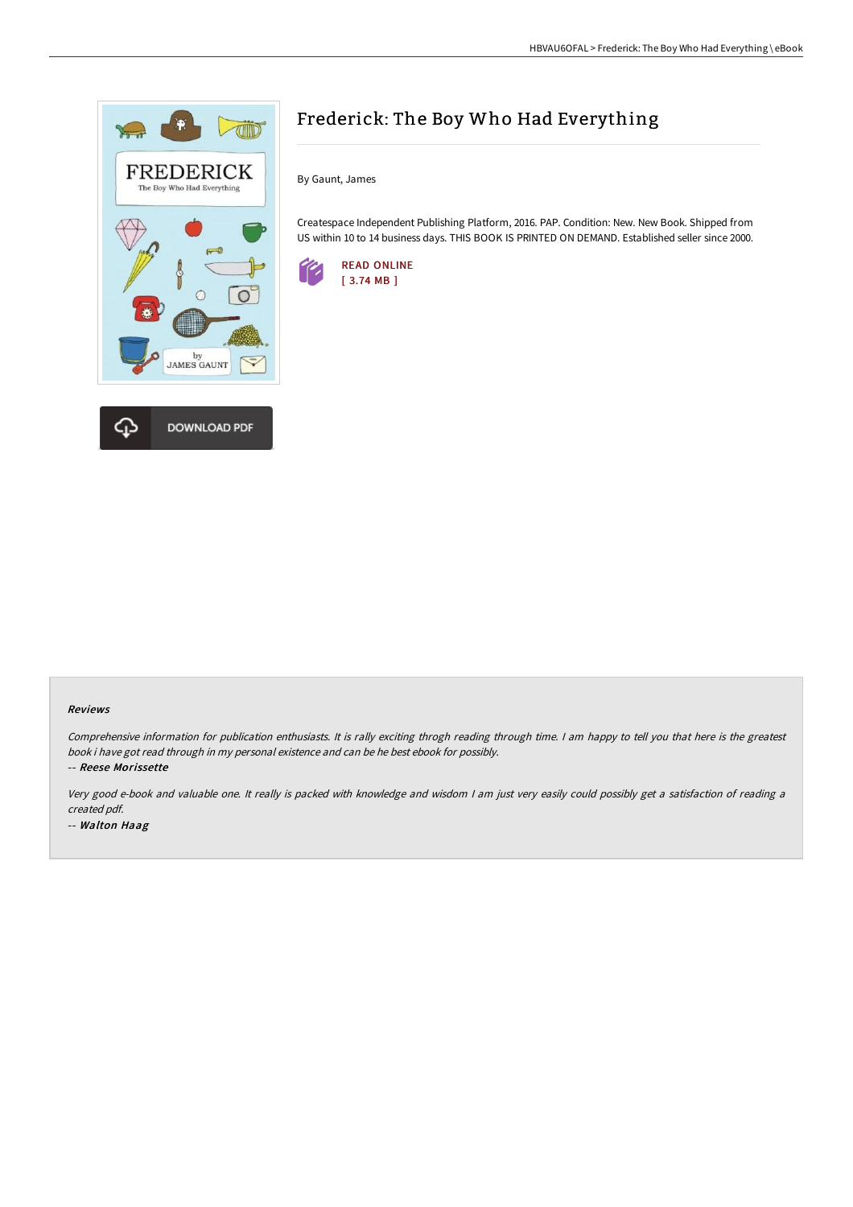# Frederick: The Boy Who Had Everything

By Gaunt, James

Createspace Independent Publishing Platform, 2016. PAP. Condition: New. New Book. Shipped from US within 10 to 14 business days. THIS BOOK IS PRINTED ON DEMAND. Established seller since 2000.

READ ONLINE
[ 3.74 MB ]

DOWNLOAD PDF

### Reviews

*Comprehensive information for publication enthusiasts. It is rally exciting throgh reading through time. I am happy to tell you that here is the greatest book i have got read through in my personal existence and can be he best ebook for possibly.*

*-- Reese Morissette*

*Very good e-book and valuable one. It really is packed with knowledge and wisdom I am just very easily could possibly get a satisfaction of reading a created pdf.*

*-- Walton Haag*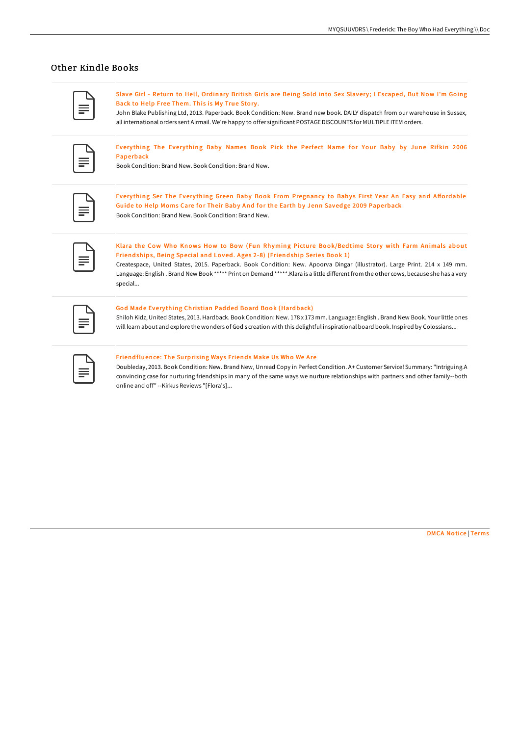## Other Kindle Books

**Slave Girl - Return to Hell, Ordinary British Girls are Being Sold into Sex Slavery; I Escaped, But Now I'm Going Back to Help Free Them. This is My True Story.**

John Blake Publishing Ltd, 2013. Paperback. Book Condition: New. Brand new book. DAILY dispatch from our warehouse in Sussex, all international orders sent Airmail. We're happy to offer significant POSTAGE DISCOUNTS for MULTIPLE ITEM orders.

**Everything The Everything Baby Names Book Pick the Perfect Name for Your Baby by June Rifkin 2006 Paperback**

Book Condition: Brand New. Book Condition: Brand New.

**Everything Ser The Everything Green Baby Book From Pregnancy to Babys First Year An Easy and Affordable Guide to Help Moms Care for Their Baby And for the Earth by Jenn Savedge 2009 Paperback**

Book Condition: Brand New. Book Condition: Brand New.

**Klara the Cow Who Knows How to Bow (Fun Rhyming Picture Book/Bedtime Story with Farm Animals about Friendships, Being Special and Loved. Ages 2-8) (Friendship Series Book 1)**

Createspace, United States, 2015. Paperback. Book Condition: New. Apoorva Dingar (illustrator). Large Print. 214 x 149 mm. Language: English . Brand New Book ***** Print on Demand *****.Klara is a little different from the other cows, because she has a very special...

**God Made Everything Christian Padded Board Book (Hardback)**

Shiloh Kidz, United States, 2013. Hardback. Book Condition: New. 178 x 173 mm. Language: English . Brand New Book. Your little ones will learn about and explore the wonders of God s creation with this delightful inspirational board book. Inspired by Colossians...

**Friendfluence: The Surprising Ways Friends Make Us Who We Are**

Doubleday, 2013. Book Condition: New. Brand New, Unread Copy in Perfect Condition. A+ Customer Service! Summary: "Intriguing.A convincing case for nurturing friendships in many of the same ways we nurture relationships with partners and other family--both online and off" --Kirkus Reviews "[Flora's]...

DMCA Notice | Terms